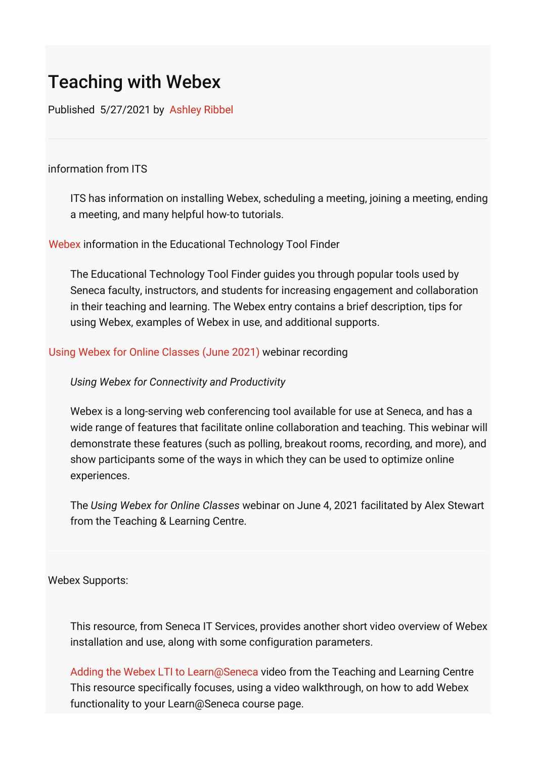# Teaching with Webex

Published 5/27/2021 by Ashley Ribbel

---

information from ITS

> ITS has information on installing Webex, scheduling a meeting, joining a meeting, ending a meeting, and many helpful how-to tutorials.

Webex information in the Educational Technology Tool Finder

> The Educational Technology Tool Finder guides you through popular tools used by Seneca faculty, instructors, and students for increasing engagement and collaboration in their teaching and learning. The Webex entry contains a brief description, tips for using Webex, examples of Webex in use, and additional supports.

Using Webex for Online Classes (June 2021) webinar recording

> *Using Webex for Connectivity and Productivity*
>
> Webex is a long-serving web conferencing tool available for use at Seneca, and has a wide range of features that facilitate online collaboration and teaching. This webinar will demonstrate these features (such as polling, breakout rooms, recording, and more), and show participants some of the ways in which they can be used to optimize online experiences.
>
> The *Using Webex for Online Classes* webinar on June 4, 2021 facilitated by Alex Stewart from the Teaching & Learning Centre.

---

Webex Supports:

> This resource, from Seneca IT Services, provides another short video overview of Webex installation and use, along with some configuration parameters.
>
> Adding the Webex LTI to Learn@Seneca video from the Teaching and Learning Centre This resource specifically focuses, using a video walkthrough, on how to add Webex functionality to your Learn@Seneca course page.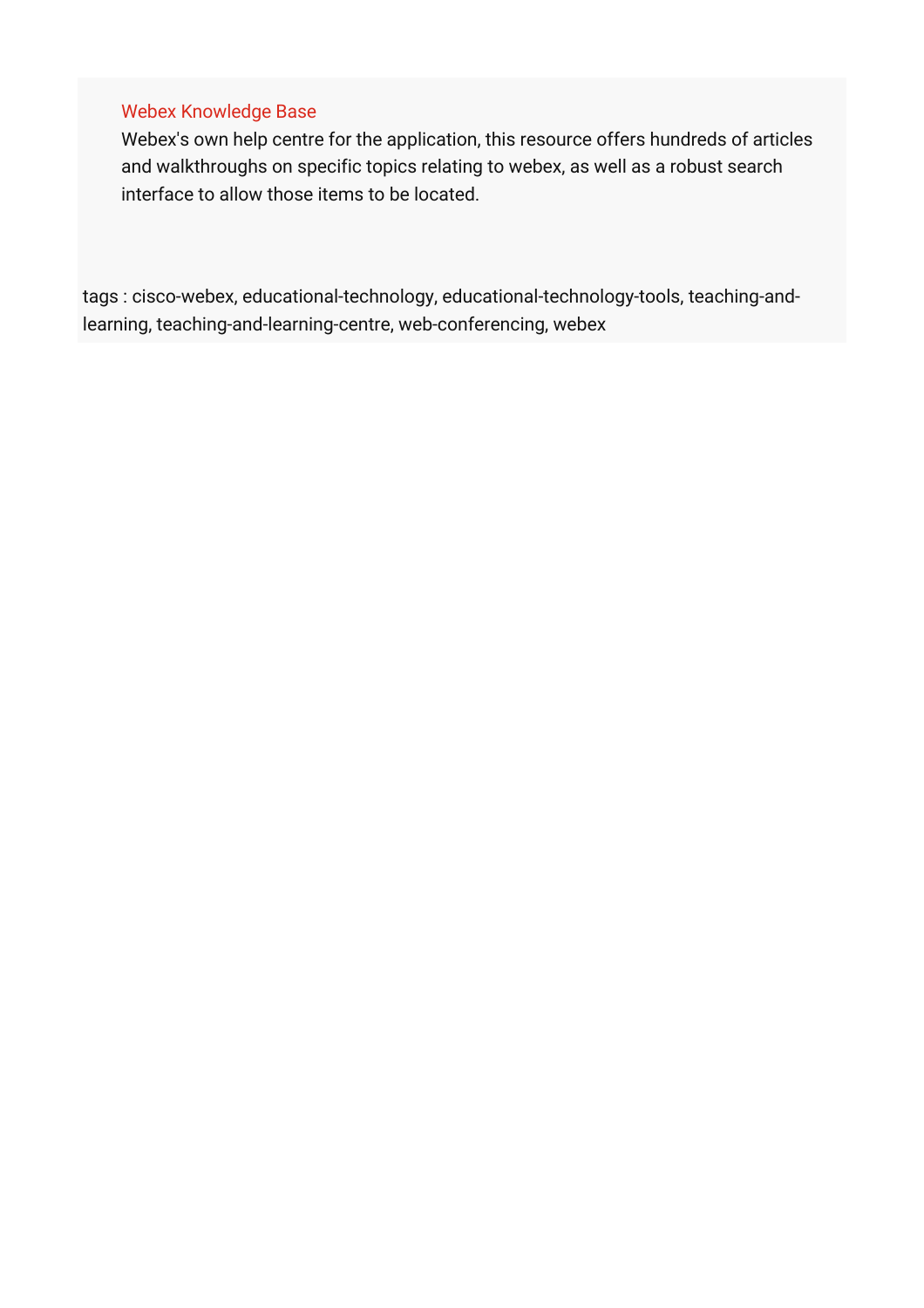Webex Knowledge Base

Webex's own help centre for the application, this resource offers hundreds of articles and walkthroughs on specific topics relating to webex, as well as a robust search interface to allow those items to be located.

tags : cisco-webex, educational-technology, educational-technology-tools, teaching-and-learning, teaching-and-learning-centre, web-conferencing, webex